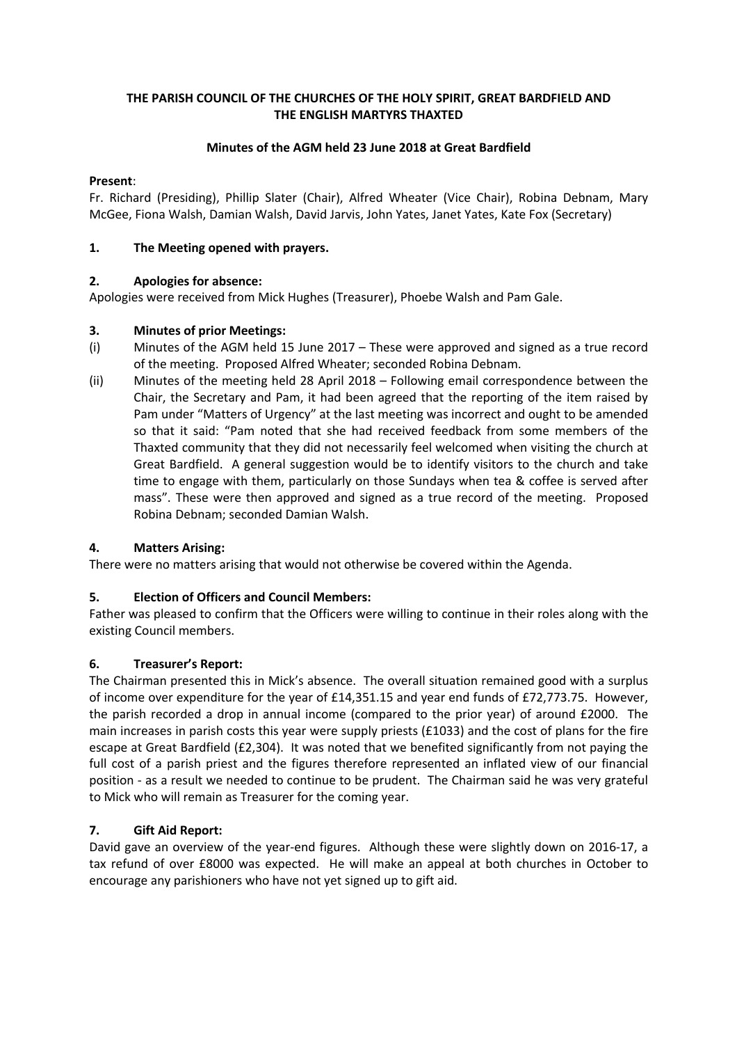**THE PARISH COUNCIL OF THE CHURCHES OF THE HOLY SPIRIT, GREAT BARDFIELD AND THE ENGLISH MARTYRS THAXTED**

**Minutes of the AGM held 23 June 2018 at Great Bardfield**

**Present**:

Fr. Richard (Presiding), Phillip Slater (Chair), Alfred Wheater (Vice Chair), Robina Debnam, Mary McGee, Fiona Walsh, Damian Walsh, David Jarvis, John Yates, Janet Yates, Kate Fox (Secretary)

## 1. The Meeting opened with prayers.

## 2. Apologies for absence:

Apologies were received from Mick Hughes (Treasurer), Phoebe Walsh and Pam Gale.

## 3. Minutes of prior Meetings:

(i) Minutes of the AGM held 15 June 2017 – These were approved and signed as a true record of the meeting. Proposed Alfred Wheater; seconded Robina Debnam.

(ii) Minutes of the meeting held 28 April 2018 – Following email correspondence between the Chair, the Secretary and Pam, it had been agreed that the reporting of the item raised by Pam under "Matters of Urgency" at the last meeting was incorrect and ought to be amended so that it said: "Pam noted that she had received feedback from some members of the Thaxted community that they did not necessarily feel welcomed when visiting the church at Great Bardfield. A general suggestion would be to identify visitors to the church and take time to engage with them, particularly on those Sundays when tea & coffee is served after mass". These were then approved and signed as a true record of the meeting. Proposed Robina Debnam; seconded Damian Walsh.

## 4. Matters Arising:

There were no matters arising that would not otherwise be covered within the Agenda.

## 5. Election of Officers and Council Members:

Father was pleased to confirm that the Officers were willing to continue in their roles along with the existing Council members.

## 6. Treasurer's Report:

The Chairman presented this in Mick's absence. The overall situation remained good with a surplus of income over expenditure for the year of £14,351.15 and year end funds of £72,773.75. However, the parish recorded a drop in annual income (compared to the prior year) of around £2000. The main increases in parish costs this year were supply priests (£1033) and the cost of plans for the fire escape at Great Bardfield (£2,304). It was noted that we benefited significantly from not paying the full cost of a parish priest and the figures therefore represented an inflated view of our financial position - as a result we needed to continue to be prudent. The Chairman said he was very grateful to Mick who will remain as Treasurer for the coming year.

## 7. Gift Aid Report:

David gave an overview of the year-end figures. Although these were slightly down on 2016-17, a tax refund of over £8000 was expected. He will make an appeal at both churches in October to encourage any parishioners who have not yet signed up to gift aid.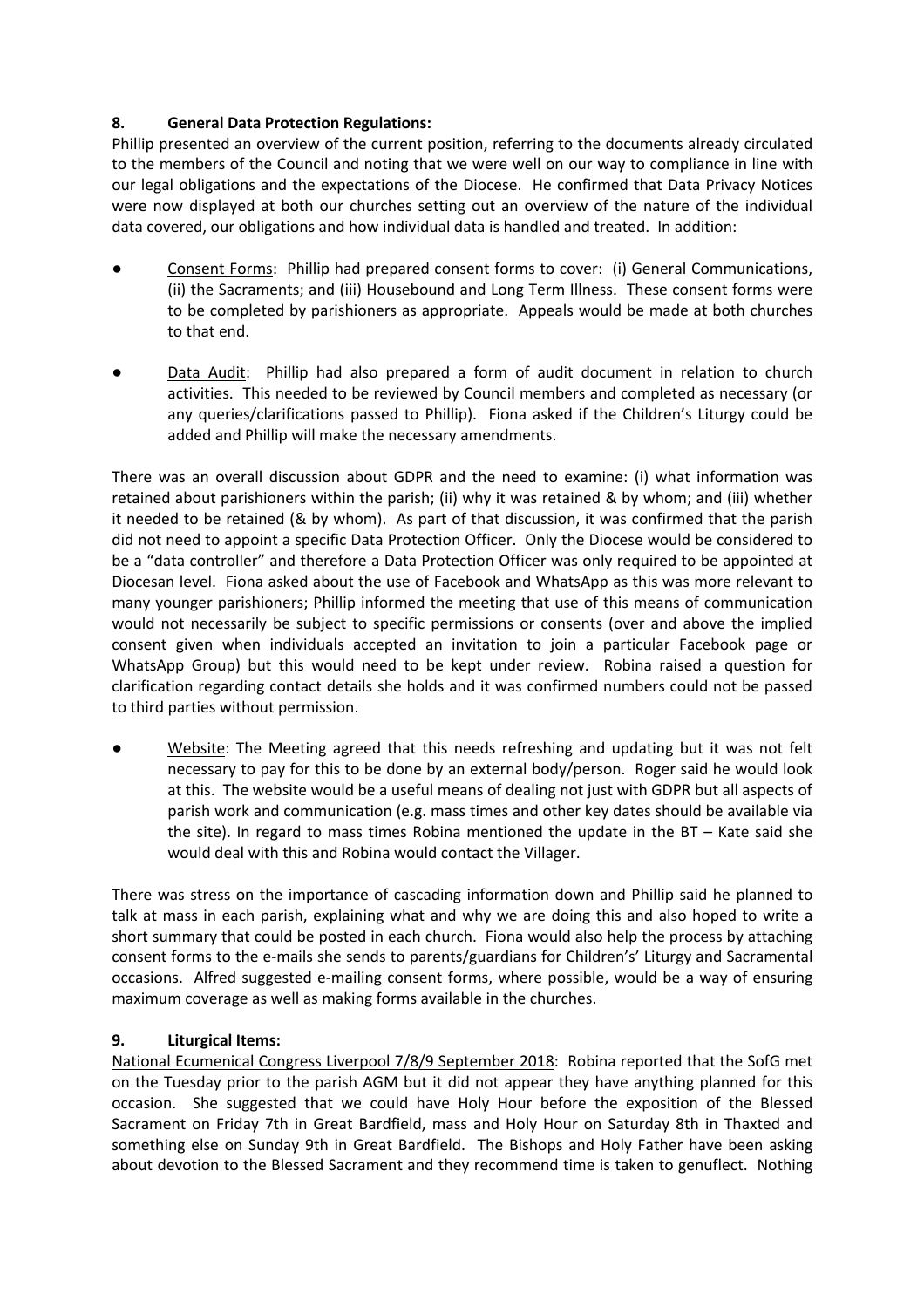**8. General Data Protection Regulations:**

Phillip presented an overview of the current position, referring to the documents already circulated to the members of the Council and noting that we were well on our way to compliance in line with our legal obligations and the expectations of the Diocese. He confirmed that Data Privacy Notices were now displayed at both our churches setting out an overview of the nature of the individual data covered, our obligations and how individual data is handled and treated. In addition:

- Consent Forms: Phillip had prepared consent forms to cover: (i) General Communications, (ii) the Sacraments; and (iii) Housebound and Long Term Illness. These consent forms were to be completed by parishioners as appropriate. Appeals would be made at both churches to that end.

- Data Audit: Phillip had also prepared a form of audit document in relation to church activities. This needed to be reviewed by Council members and completed as necessary (or any queries/clarifications passed to Phillip). Fiona asked if the Children's Liturgy could be added and Phillip will make the necessary amendments.

There was an overall discussion about GDPR and the need to examine: (i) what information was retained about parishioners within the parish; (ii) why it was retained & by whom; and (iii) whether it needed to be retained (& by whom). As part of that discussion, it was confirmed that the parish did not need to appoint a specific Data Protection Officer. Only the Diocese would be considered to be a "data controller" and therefore a Data Protection Officer was only required to be appointed at Diocesan level. Fiona asked about the use of Facebook and WhatsApp as this was more relevant to many younger parishioners; Phillip informed the meeting that use of this means of communication would not necessarily be subject to specific permissions or consents (over and above the implied consent given when individuals accepted an invitation to join a particular Facebook page or WhatsApp Group) but this would need to be kept under review. Robina raised a question for clarification regarding contact details she holds and it was confirmed numbers could not be passed to third parties without permission.

- Website: The Meeting agreed that this needs refreshing and updating but it was not felt necessary to pay for this to be done by an external body/person. Roger said he would look at this. The website would be a useful means of dealing not just with GDPR but all aspects of parish work and communication (e.g. mass times and other key dates should be available via the site). In regard to mass times Robina mentioned the update in the BT – Kate said she would deal with this and Robina would contact the Villager.

There was stress on the importance of cascading information down and Phillip said he planned to talk at mass in each parish, explaining what and why we are doing this and also hoped to write a short summary that could be posted in each church. Fiona would also help the process by attaching consent forms to the e-mails she sends to parents/guardians for Children's' Liturgy and Sacramental occasions. Alfred suggested e-mailing consent forms, where possible, would be a way of ensuring maximum coverage as well as making forms available in the churches.

**9. Liturgical Items:**

National Ecumenical Congress Liverpool 7/8/9 September 2018: Robina reported that the SofG met on the Tuesday prior to the parish AGM but it did not appear they have anything planned for this occasion. She suggested that we could have Holy Hour before the exposition of the Blessed Sacrament on Friday 7th in Great Bardfield, mass and Holy Hour on Saturday 8th in Thaxted and something else on Sunday 9th in Great Bardfield. The Bishops and Holy Father have been asking about devotion to the Blessed Sacrament and they recommend time is taken to genuflect. Nothing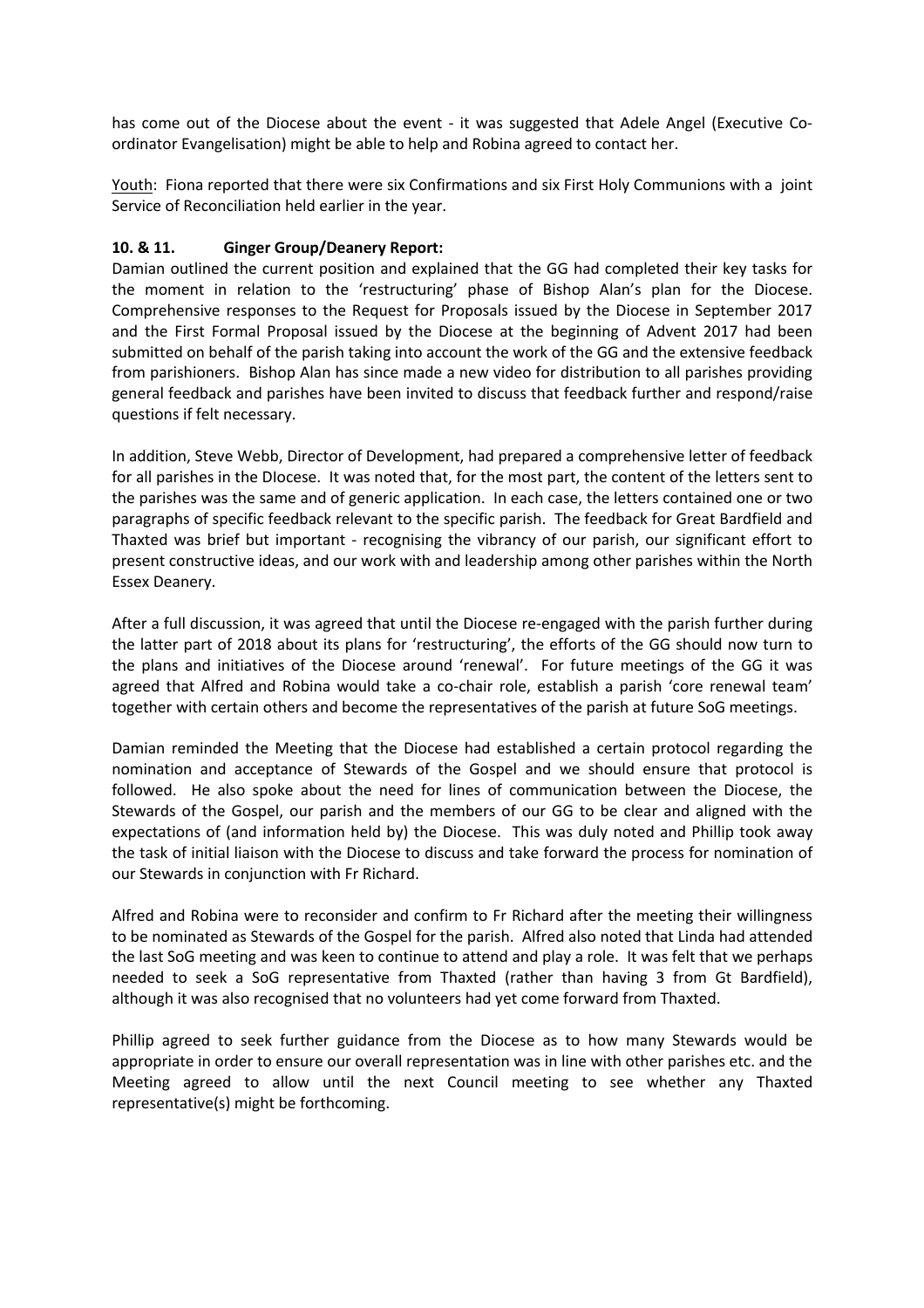has come out of the Diocese about the event - it was suggested that Adele Angel (Executive Co-ordinator Evangelisation) might be able to help and Robina agreed to contact her.

Youth: Fiona reported that there were six Confirmations and six First Holy Communions with a joint Service of Reconciliation held earlier in the year.

**10. & 11. Ginger Group/Deanery Report:**

Damian outlined the current position and explained that the GG had completed their key tasks for the moment in relation to the 'restructuring' phase of Bishop Alan's plan for the Diocese. Comprehensive responses to the Request for Proposals issued by the Diocese in September 2017 and the First Formal Proposal issued by the Diocese at the beginning of Advent 2017 had been submitted on behalf of the parish taking into account the work of the GG and the extensive feedback from parishioners. Bishop Alan has since made a new video for distribution to all parishes providing general feedback and parishes have been invited to discuss that feedback further and respond/raise questions if felt necessary.

In addition, Steve Webb, Director of Development, had prepared a comprehensive letter of feedback for all parishes in the DIocese. It was noted that, for the most part, the content of the letters sent to the parishes was the same and of generic application. In each case, the letters contained one or two paragraphs of specific feedback relevant to the specific parish. The feedback for Great Bardfield and Thaxted was brief but important - recognising the vibrancy of our parish, our significant effort to present constructive ideas, and our work with and leadership among other parishes within the North Essex Deanery.

After a full discussion, it was agreed that until the Diocese re-engaged with the parish further during the latter part of 2018 about its plans for 'restructuring', the efforts of the GG should now turn to the plans and initiatives of the Diocese around 'renewal'. For future meetings of the GG it was agreed that Alfred and Robina would take a co-chair role, establish a parish 'core renewal team' together with certain others and become the representatives of the parish at future SoG meetings.

Damian reminded the Meeting that the Diocese had established a certain protocol regarding the nomination and acceptance of Stewards of the Gospel and we should ensure that protocol is followed. He also spoke about the need for lines of communication between the Diocese, the Stewards of the Gospel, our parish and the members of our GG to be clear and aligned with the expectations of (and information held by) the Diocese. This was duly noted and Phillip took away the task of initial liaison with the Diocese to discuss and take forward the process for nomination of our Stewards in conjunction with Fr Richard.

Alfred and Robina were to reconsider and confirm to Fr Richard after the meeting their willingness to be nominated as Stewards of the Gospel for the parish. Alfred also noted that Linda had attended the last SoG meeting and was keen to continue to attend and play a role. It was felt that we perhaps needed to seek a SoG representative from Thaxted (rather than having 3 from Gt Bardfield), although it was also recognised that no volunteers had yet come forward from Thaxted.

Phillip agreed to seek further guidance from the Diocese as to how many Stewards would be appropriate in order to ensure our overall representation was in line with other parishes etc. and the Meeting agreed to allow until the next Council meeting to see whether any Thaxted representative(s) might be forthcoming.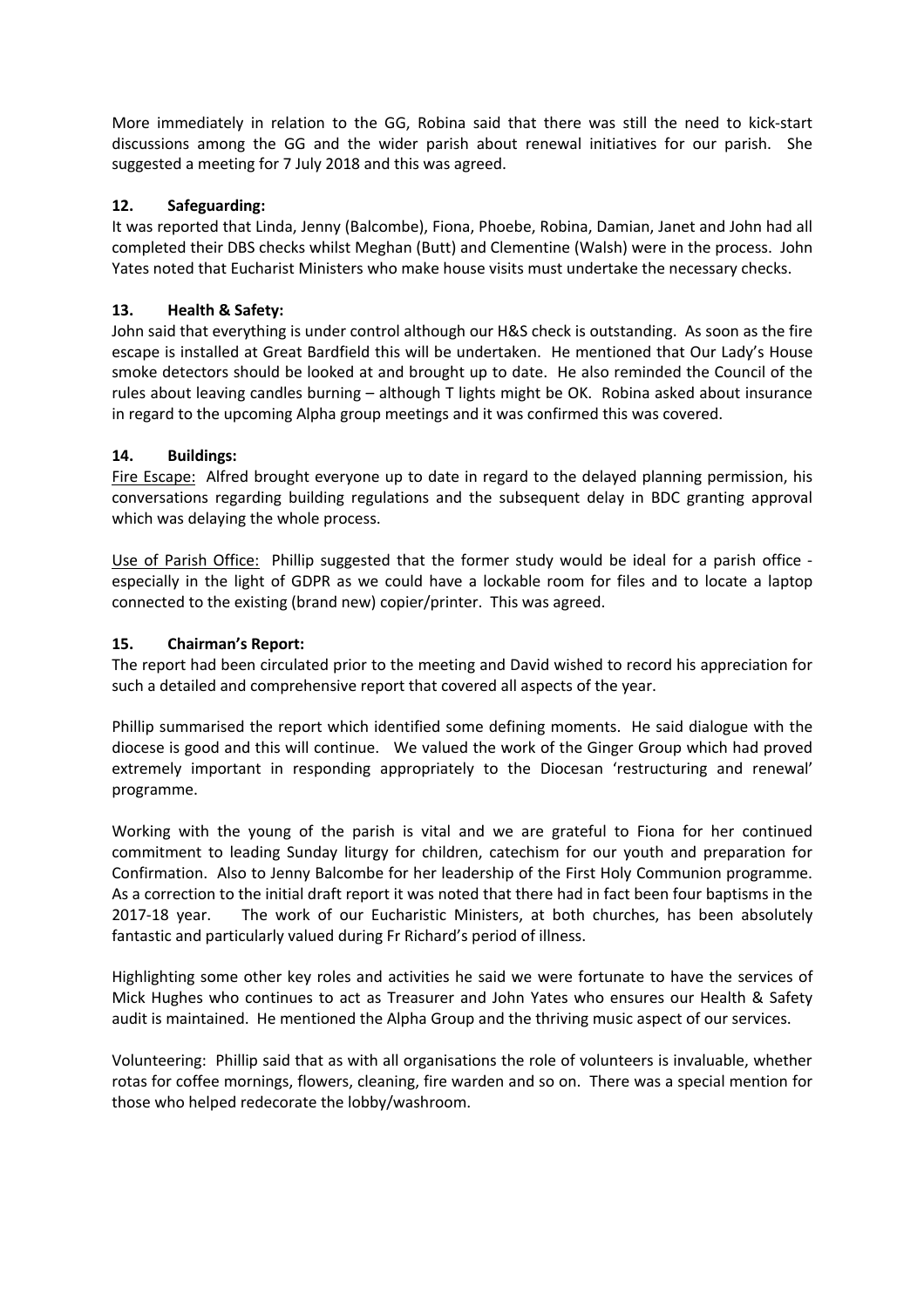More immediately in relation to the GG, Robina said that there was still the need to kick-start discussions among the GG and the wider parish about renewal initiatives for our parish. She suggested a meeting for 7 July 2018 and this was agreed.

### 12. Safeguarding:

It was reported that Linda, Jenny (Balcombe), Fiona, Phoebe, Robina, Damian, Janet and John had all completed their DBS checks whilst Meghan (Butt) and Clementine (Walsh) were in the process. John Yates noted that Eucharist Ministers who make house visits must undertake the necessary checks.

### 13. Health & Safety:

John said that everything is under control although our H&S check is outstanding. As soon as the fire escape is installed at Great Bardfield this will be undertaken. He mentioned that Our Lady's House smoke detectors should be looked at and brought up to date. He also reminded the Council of the rules about leaving candles burning – although T lights might be OK. Robina asked about insurance in regard to the upcoming Alpha group meetings and it was confirmed this was covered.

### 14. Buildings:

<u>Fire Escape:</u> Alfred brought everyone up to date in regard to the delayed planning permission, his conversations regarding building regulations and the subsequent delay in BDC granting approval which was delaying the whole process.

<u>Use of Parish Office:</u> Phillip suggested that the former study would be ideal for a parish office - especially in the light of GDPR as we could have a lockable room for files and to locate a laptop connected to the existing (brand new) copier/printer. This was agreed.

### 15. Chairman's Report:

The report had been circulated prior to the meeting and David wished to record his appreciation for such a detailed and comprehensive report that covered all aspects of the year.

Phillip summarised the report which identified some defining moments. He said dialogue with the diocese is good and this will continue. We valued the work of the Ginger Group which had proved extremely important in responding appropriately to the Diocesan 'restructuring and renewal' programme.

Working with the young of the parish is vital and we are grateful to Fiona for her continued commitment to leading Sunday liturgy for children, catechism for our youth and preparation for Confirmation. Also to Jenny Balcombe for her leadership of the First Holy Communion programme. As a correction to the initial draft report it was noted that there had in fact been four baptisms in the 2017-18 year. The work of our Eucharistic Ministers, at both churches, has been absolutely fantastic and particularly valued during Fr Richard's period of illness.

Highlighting some other key roles and activities he said we were fortunate to have the services of Mick Hughes who continues to act as Treasurer and John Yates who ensures our Health & Safety audit is maintained. He mentioned the Alpha Group and the thriving music aspect of our services.

Volunteering: Phillip said that as with all organisations the role of volunteers is invaluable, whether rotas for coffee mornings, flowers, cleaning, fire warden and so on. There was a special mention for those who helped redecorate the lobby/washroom.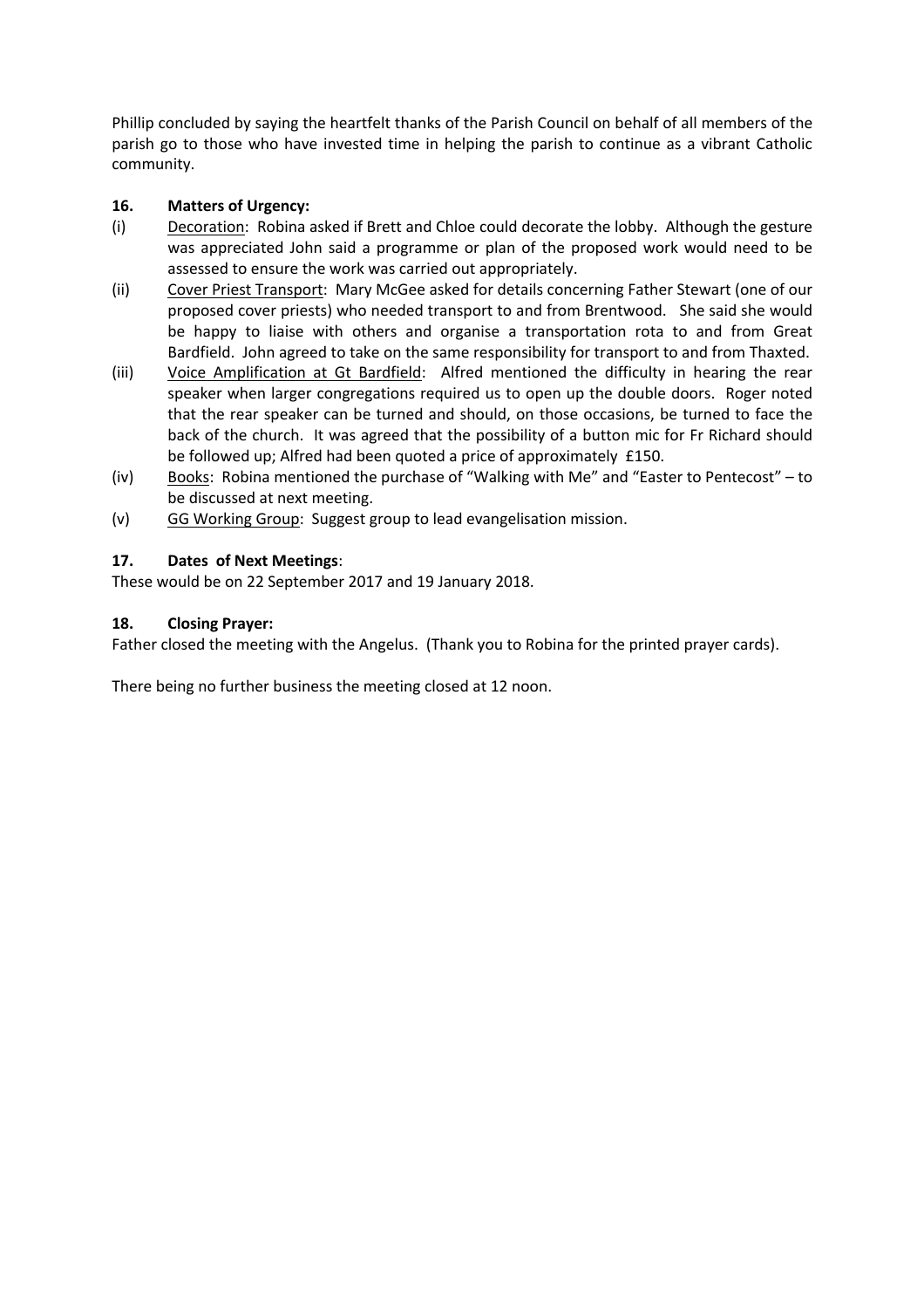Phillip concluded by saying the heartfelt thanks of the Parish Council on behalf of all members of the parish go to those who have invested time in helping the parish to continue as a vibrant Catholic community.

**16. Matters of Urgency:**

(i) Decoration: Robina asked if Brett and Chloe could decorate the lobby. Although the gesture was appreciated John said a programme or plan of the proposed work would need to be assessed to ensure the work was carried out appropriately.

(ii) Cover Priest Transport: Mary McGee asked for details concerning Father Stewart (one of our proposed cover priests) who needed transport to and from Brentwood. She said she would be happy to liaise with others and organise a transportation rota to and from Great Bardfield. John agreed to take on the same responsibility for transport to and from Thaxted.

(iii) Voice Amplification at Gt Bardfield: Alfred mentioned the difficulty in hearing the rear speaker when larger congregations required us to open up the double doors. Roger noted that the rear speaker can be turned and should, on those occasions, be turned to face the back of the church. It was agreed that the possibility of a button mic for Fr Richard should be followed up; Alfred had been quoted a price of approximately £150.

(iv) Books: Robina mentioned the purchase of "Walking with Me" and "Easter to Pentecost" – to be discussed at next meeting.

(v) GG Working Group: Suggest group to lead evangelisation mission.

**17. Dates of Next Meetings**:

These would be on 22 September 2017 and 19 January 2018.

**18. Closing Prayer:**

Father closed the meeting with the Angelus. (Thank you to Robina for the printed prayer cards).

There being no further business the meeting closed at 12 noon.